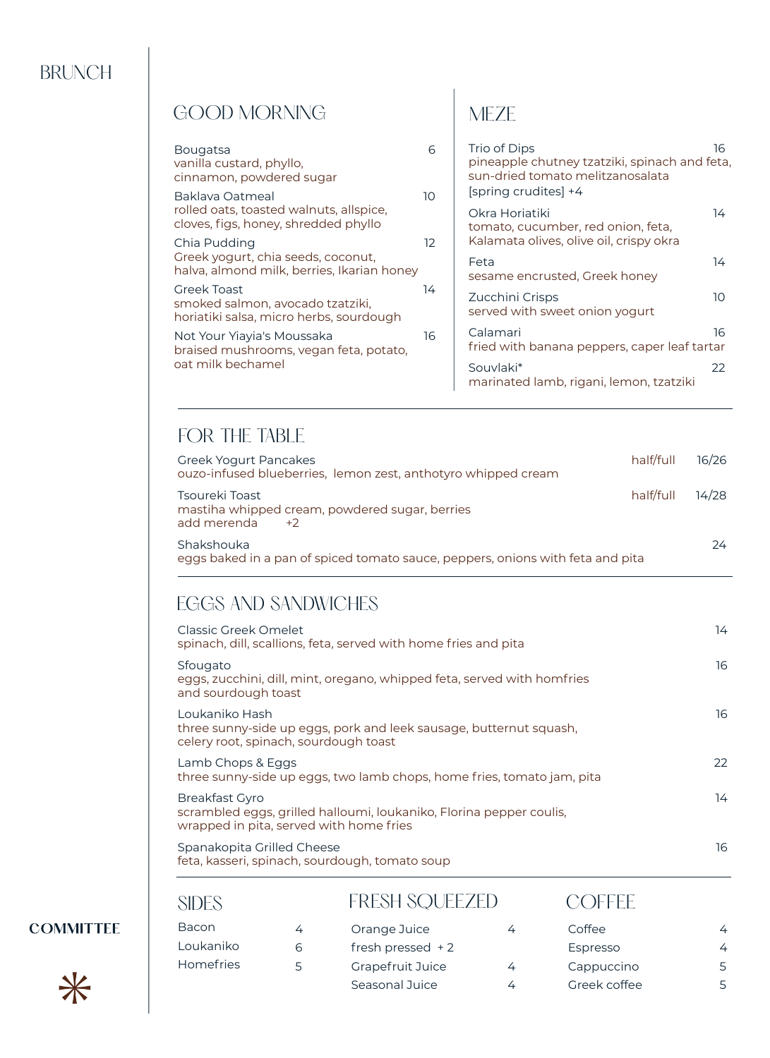# BRUNCH

## GOOD MORNING

**Bougatsa** 6
vanilla custard, phyllo, cinnamon, powdered sugar

**Baklava Oatmeal** 10
rolled oats, toasted walnuts, allspice, cloves, figs, honey, shredded phyllo

**Chia Pudding** 12
Greek yogurt, chia seeds, coconut, halva, almond milk, berries, Ikarian honey

**Greek Toast** 14
smoked salmon, avocado tzatziki, horiatiki salsa, micro herbs, sourdough

**Not Your Yiayia's Moussaka** 16
braised mushrooms, vegan feta, potato, oat milk bechamel

## MEZE

**Trio of Dips** 16
pineapple chutney tzatziki, spinach and feta, sun-dried tomato melitzanosalata
[spring crudites] +4

**Okra Horiatiki** 14
tomato, cucumber, red onion, feta, Kalamata olives, olive oil, crispy okra

**Feta** 14
sesame encrusted, Greek honey

**Zucchini Crisps** 10
served with sweet onion yogurt

**Calamari** 16
fried with banana peppers, caper leaf tartar

**Souvlaki*** 22
marinated lamb, rigani, lemon, tzatziki

## FOR THE TABLE

**Greek Yogurt Pancakes** half/full 16/26
ouzo-infused blueberries, lemon zest, anthotyro whipped cream

**Tsoureki Toast** half/full 14/28
mastiha whipped cream, powdered sugar, berries
add merenda +2

**Shakshouka** 24
eggs baked in a pan of spiced tomato sauce, peppers, onions with feta and pita

## EGGS AND SANDWICHES

**Classic Greek Omelet** 14
spinach, dill, scallions, feta, served with home fries and pita

**Sfougato** 16
eggs, zucchini, dill, mint, oregano, whipped feta, served with homfries and sourdough toast

**Loukaniko Hash** 16
three sunny-side up eggs, pork and leek sausage, butternut squash, celery root, spinach, sourdough toast

**Lamb Chops & Eggs** 22
three sunny-side up eggs, two lamb chops, home fries, tomato jam, pita

**Breakfast Gyro** 14
scrambled eggs, grilled halloumi, loukaniko, Florina pepper coulis, wrapped in pita, served with home fries

**Spanakopita Grilled Cheese** 16
feta, kasseri, spinach, sourdough, tomato soup

## SIDES

| Item | Price |
| --- | --- |
| Bacon | 4 |
| Loukaniko | 6 |
| Homefries | 5 |

## FRESH SQUEEZED

| Item | Price |
| --- | --- |
| Orange Juice | 4 |
| fresh pressed | + 2 |
| Grapefruit Juice | 4 |
| Seasonal Juice | 4 |

## COFFEE

| Item | Price |
| --- | --- |
| Coffee | 4 |
| Espresso | 4 |
| Cappuccino | 5 |
| Greek coffee | 5 |

**COMMITTEE**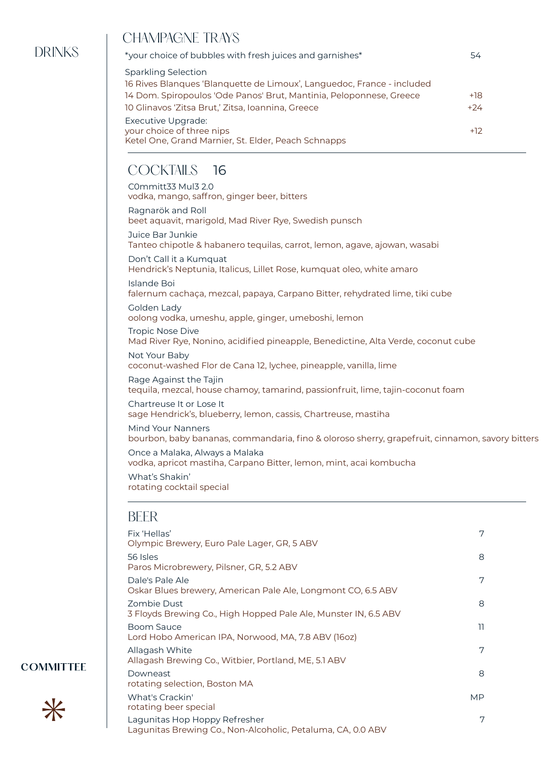# DRINKS

## CHAMPAGNE TRAYS

*your choice of bubbles with fresh juices and garnishes* 54

Sparkling Selection

| | |
|---|---|
| 16 Rives Blanques 'Blanquette de Limoux', Languedoc, France - included | |
| 14 Dom. Spiropoulos 'Ode Panos' Brut, Mantinia, Peloponnese, Greece | +18 |
| 10 Glinavos 'Zitsa Brut,' Zitsa, Ioannina, Greece | +24 |

Executive Upgrade:
your choice of three nips +12
Ketel One, Grand Marnier, St. Elder, Peach Schnapps

## COCKTAILS 16

C0mmitt33 Mul3 2.0
vodka, mango, saffron, ginger beer, bitters

Ragnarök and Roll
beet aquavit, marigold, Mad River Rye, Swedish punsch

Juice Bar Junkie
Tanteo chipotle & habanero tequilas, carrot, lemon, agave, ajowan, wasabi

Don't Call it a Kumquat
Hendrick's Neptunia, Italicus, Lillet Rose, kumquat oleo, white amaro

Islande Boi
falernum cachaça, mezcal, papaya, Carpano Bitter, rehydrated lime, tiki cube

Golden Lady
oolong vodka, umeshu, apple, ginger, umeboshi, lemon

Tropic Nose Dive
Mad River Rye, Nonino, acidified pineapple, Benedictine, Alta Verde, coconut cube

Not Your Baby
coconut-washed Flor de Cana 12, lychee, pineapple, vanilla, lime

Rage Against the Tajin
tequila, mezcal, house chamoy, tamarind, passionfruit, lime, tajin-coconut foam

Chartreuse It or Lose It
sage Hendrick's, blueberry, lemon, cassis, Chartreuse, mastiha

Mind Your Nanners
bourbon, baby bananas, commandaria, fino & oloroso sherry, grapefruit, cinnamon, savory bitters

Once a Malaka, Always a Malaka
vodka, apricot mastiha, Carpano Bitter, lemon, mint, acai kombucha

What's Shakin'
rotating cocktail special

## BEER

| | |
|---|---|
| Fix 'Hellas'<br>Olympic Brewery, Euro Pale Lager, GR, 5 ABV | 7 |
| 56 Isles<br>Paros Microbrewery, Pilsner, GR, 5.2 ABV | 8 |
| Dale's Pale Ale<br>Oskar Blues brewery, American Pale Ale, Longmont CO, 6.5 ABV | 7 |
| Zombie Dust<br>3 Floyds Brewing Co., High Hopped Pale Ale, Munster IN, 6.5 ABV | 8 |
| Boom Sauce<br>Lord Hobo American IPA, Norwood, MA, 7.8 ABV (16oz) | 11 |
| Allagash White<br>Allagash Brewing Co., Witbier, Portland, ME, 5.1 ABV | 7 |
| Downeast<br>rotating selection, Boston MA | 8 |
| What's Crackin'<br>rotating beer special | MP |
| Lagunitas Hop Hoppy Refresher<br>Lagunitas Brewing Co., Non-Alcoholic, Petaluma, CA, 0.0 ABV | 7 |

COMMITTEE